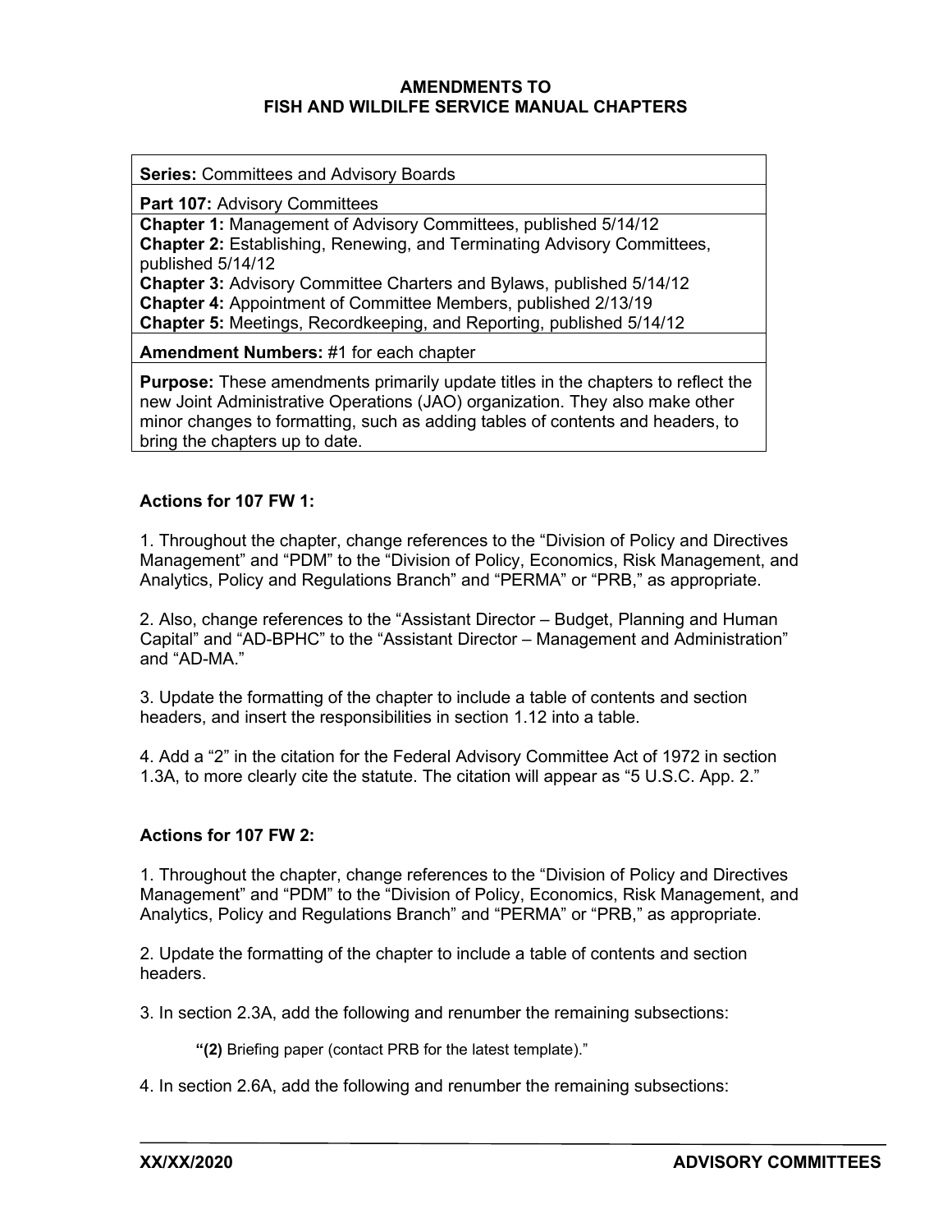# AMENDMENTS TO
# FISH AND WILDLIFE SERVICE MANUAL CHAPTERS

| **Series:** Committees and Advisory Boards |
|---|
| **Part 107:** Advisory Committees |
| **Chapter 1:** Management of Advisory Committees, published 5/14/12<br>**Chapter 2:** Establishing, Renewing, and Terminating Advisory Committees, published 5/14/12<br>**Chapter 3:** Advisory Committee Charters and Bylaws, published 5/14/12<br>**Chapter 4:** Appointment of Committee Members, published 2/13/19<br>**Chapter 5:** Meetings, Recordkeeping, and Reporting, published 5/14/12 |
| **Amendment Numbers:** #1 for each chapter |
| **Purpose:** These amendments primarily update titles in the chapters to reflect the new Joint Administrative Operations (JAO) organization. They also make other minor changes to formatting, such as adding tables of contents and headers, to bring the chapters up to date. |

**Actions for 107 FW 1:**

1. Throughout the chapter, change references to the "Division of Policy and Directives Management" and "PDM" to the "Division of Policy, Economics, Risk Management, and Analytics, Policy and Regulations Branch" and "PERMA" or "PRB," as appropriate.

2. Also, change references to the "Assistant Director – Budget, Planning and Human Capital" and "AD-BPHC" to the "Assistant Director – Management and Administration" and "AD-MA."

3. Update the formatting of the chapter to include a table of contents and section headers, and insert the responsibilities in section 1.12 into a table.

4. Add a "2" in the citation for the Federal Advisory Committee Act of 1972 in section 1.3A, to more clearly cite the statute. The citation will appear as "5 U.S.C. App. 2."

**Actions for 107 FW 2:**

1. Throughout the chapter, change references to the "Division of Policy and Directives Management" and "PDM" to the "Division of Policy, Economics, Risk Management, and Analytics, Policy and Regulations Branch" and "PERMA" or "PRB," as appropriate.

2. Update the formatting of the chapter to include a table of contents and section headers.

3. In section 2.3A, add the following and renumber the remaining subsections:

> **"(2)** Briefing paper (contact PRB for the latest template)."

4. In section 2.6A, add the following and renumber the remaining subsections: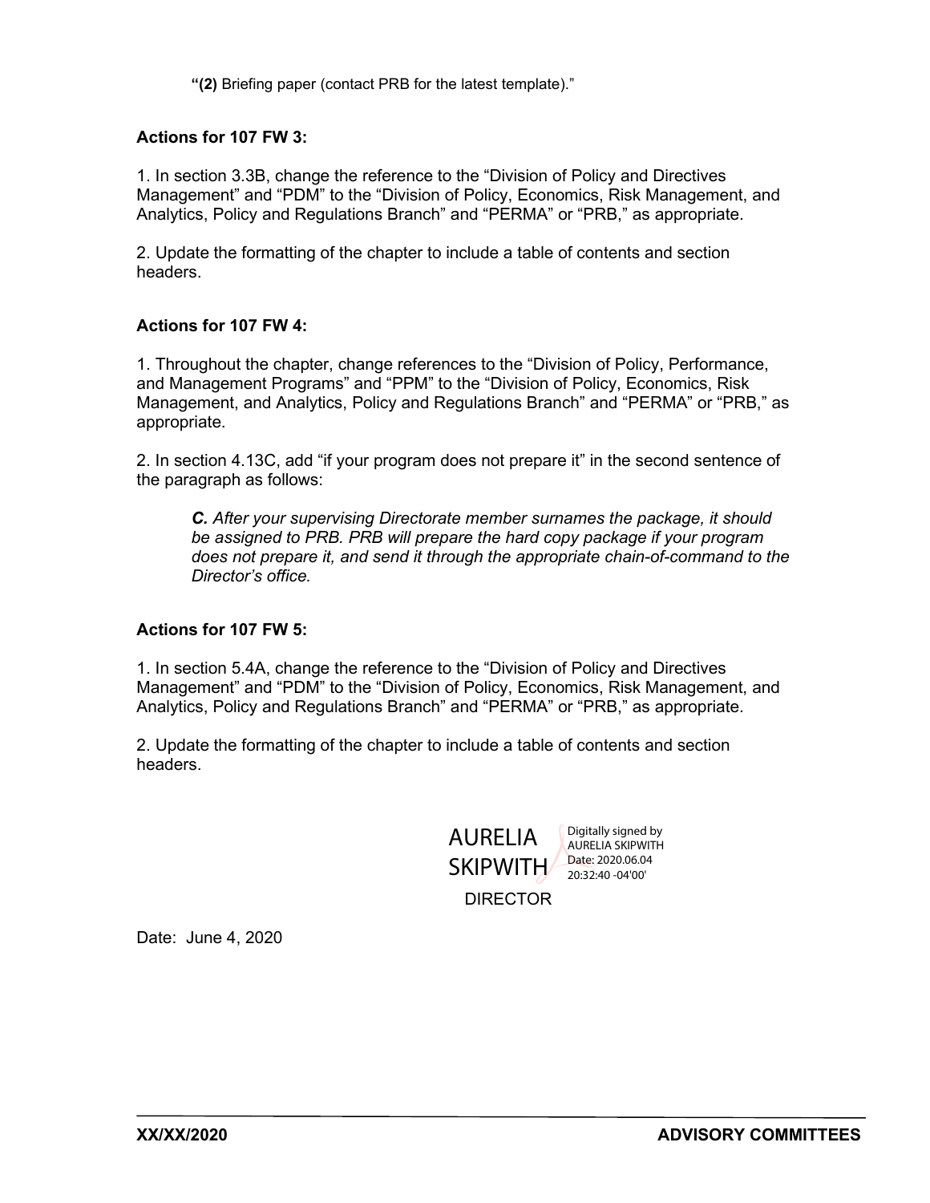**"(2)** Briefing paper (contact PRB for the latest template)."

**Actions for 107 FW 3:**

1. In section 3.3B, change the reference to the "Division of Policy and Directives Management" and "PDM" to the "Division of Policy, Economics, Risk Management, and Analytics, Policy and Regulations Branch" and "PERMA" or "PRB," as appropriate.

2. Update the formatting of the chapter to include a table of contents and section headers.

**Actions for 107 FW 4:**

1. Throughout the chapter, change references to the "Division of Policy, Performance, and Management Programs" and "PPM" to the "Division of Policy, Economics, Risk Management, and Analytics, Policy and Regulations Branch" and "PERMA" or "PRB," as appropriate.

2. In section 4.13C, add "if your program does not prepare it" in the second sentence of the paragraph as follows:

> ***C.*** *After your supervising Directorate member surnames the package, it should be assigned to PRB. PRB will prepare the hard copy package if your program does not prepare it, and send it through the appropriate chain-of-command to the Director's office.*

**Actions for 107 FW 5:**

1. In section 5.4A, change the reference to the "Division of Policy and Directives Management" and "PDM" to the "Division of Policy, Economics, Risk Management, and Analytics, Policy and Regulations Branch" and "PERMA" or "PRB," as appropriate.

2. Update the formatting of the chapter to include a table of contents and section headers.

AURELIA SKIPWITH

Digitally signed by AURELIA SKIPWITH
Date: 2020.06.04 20:32:40 -04'00'

DIRECTOR

Date: June 4, 2020